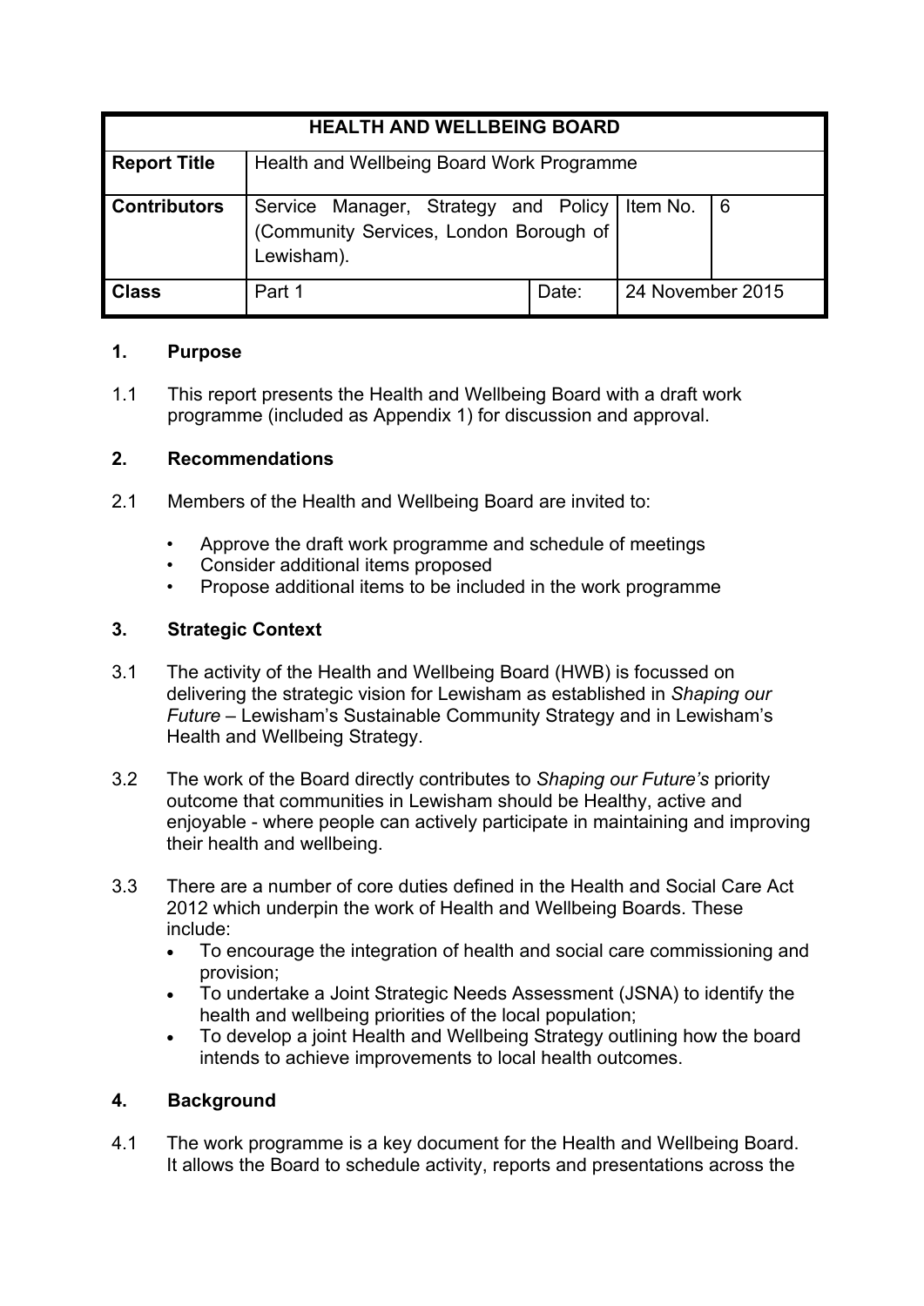| HEALTH AND WELLBEING BOARD | | | |
|---|---|---|---|
| **Report Title** | Health and Wellbeing Board Work Programme | | |
| **Contributors** | Service Manager, Strategy and Policy (Community Services, London Borough of Lewisham). | Item No. | 6 |
| **Class** | Part 1 | Date: | 24 November 2015 |

## 1. Purpose

1.1 This report presents the Health and Wellbeing Board with a draft work programme (included as Appendix 1) for discussion and approval.

## 2. Recommendations

2.1 Members of the Health and Wellbeing Board are invited to:

- Approve the draft work programme and schedule of meetings
- Consider additional items proposed
- Propose additional items to be included in the work programme

## 3. Strategic Context

3.1 The activity of the Health and Wellbeing Board (HWB) is focussed on delivering the strategic vision for Lewisham as established in *Shaping our Future* – Lewisham's Sustainable Community Strategy and in Lewisham's Health and Wellbeing Strategy.

3.2 The work of the Board directly contributes to *Shaping our Future's* priority outcome that communities in Lewisham should be Healthy, active and enjoyable - where people can actively participate in maintaining and improving their health and wellbeing.

3.3 There are a number of core duties defined in the Health and Social Care Act 2012 which underpin the work of Health and Wellbeing Boards. These include:

- To encourage the integration of health and social care commissioning and provision;
- To undertake a Joint Strategic Needs Assessment (JSNA) to identify the health and wellbeing priorities of the local population;
- To develop a joint Health and Wellbeing Strategy outlining how the board intends to achieve improvements to local health outcomes.

## 4. Background

4.1 The work programme is a key document for the Health and Wellbeing Board. It allows the Board to schedule activity, reports and presentations across the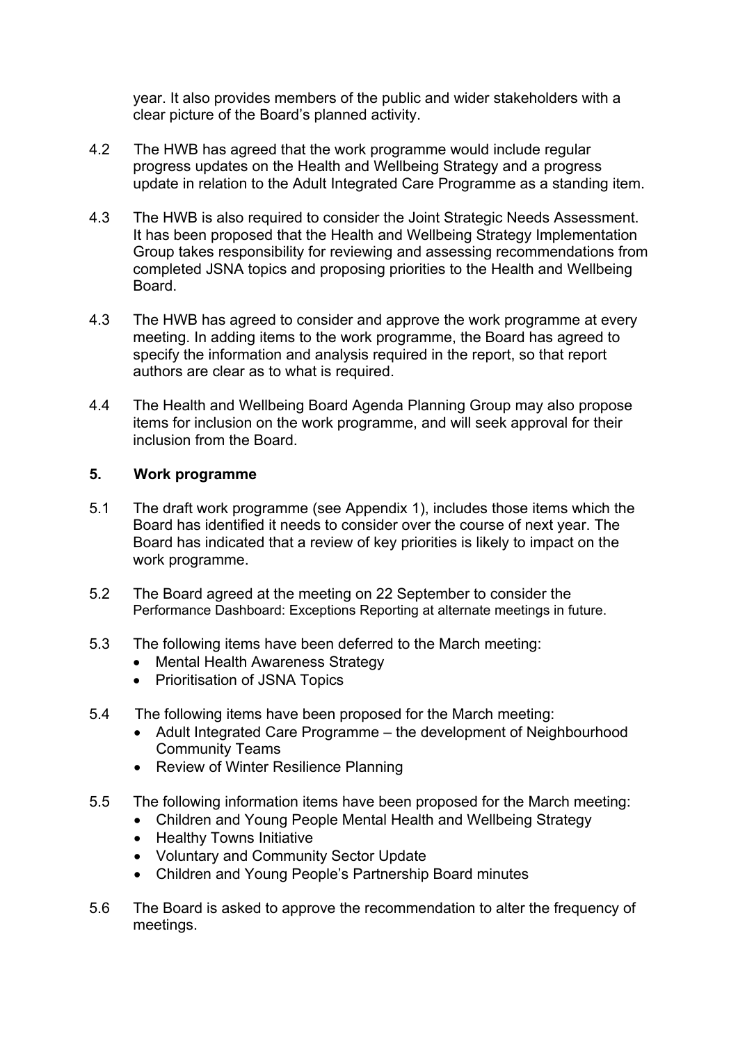year. It also provides members of the public and wider stakeholders with a clear picture of the Board's planned activity.

4.2 The HWB has agreed that the work programme would include regular progress updates on the Health and Wellbeing Strategy and a progress update in relation to the Adult Integrated Care Programme as a standing item.

4.3 The HWB is also required to consider the Joint Strategic Needs Assessment. It has been proposed that the Health and Wellbeing Strategy Implementation Group takes responsibility for reviewing and assessing recommendations from completed JSNA topics and proposing priorities to the Health and Wellbeing Board.

4.3 The HWB has agreed to consider and approve the work programme at every meeting. In adding items to the work programme, the Board has agreed to specify the information and analysis required in the report, so that report authors are clear as to what is required.

4.4 The Health and Wellbeing Board Agenda Planning Group may also propose items for inclusion on the work programme, and will seek approval for their inclusion from the Board.

## 5. Work programme

5.1 The draft work programme (see Appendix 1), includes those items which the Board has identified it needs to consider over the course of next year. The Board has indicated that a review of key priorities is likely to impact on the work programme.

5.2 The Board agreed at the meeting on 22 September to consider the Performance Dashboard: Exceptions Reporting at alternate meetings in future.

5.3 The following items have been deferred to the March meeting:

- Mental Health Awareness Strategy
- Prioritisation of JSNA Topics

5.4 The following items have been proposed for the March meeting:

- Adult Integrated Care Programme – the development of Neighbourhood Community Teams
- Review of Winter Resilience Planning

5.5 The following information items have been proposed for the March meeting:

- Children and Young People Mental Health and Wellbeing Strategy
- Healthy Towns Initiative
- Voluntary and Community Sector Update
- Children and Young People's Partnership Board minutes

5.6 The Board is asked to approve the recommendation to alter the frequency of meetings.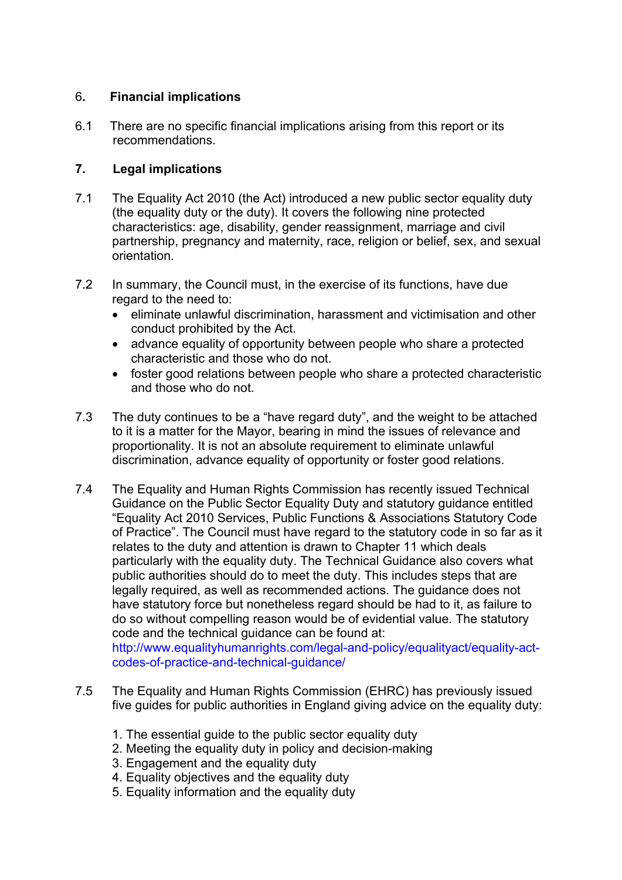## 6. Financial implications

6.1 There are no specific financial implications arising from this report or its recommendations.

## 7. Legal implications

7.1 The Equality Act 2010 (the Act) introduced a new public sector equality duty (the equality duty or the duty). It covers the following nine protected characteristics: age, disability, gender reassignment, marriage and civil partnership, pregnancy and maternity, race, religion or belief, sex, and sexual orientation.

7.2 In summary, the Council must, in the exercise of its functions, have due regard to the need to:

- eliminate unlawful discrimination, harassment and victimisation and other conduct prohibited by the Act.
- advance equality of opportunity between people who share a protected characteristic and those who do not.
- foster good relations between people who share a protected characteristic and those who do not.

7.3 The duty continues to be a "have regard duty", and the weight to be attached to it is a matter for the Mayor, bearing in mind the issues of relevance and proportionality. It is not an absolute requirement to eliminate unlawful discrimination, advance equality of opportunity or foster good relations.

7.4 The Equality and Human Rights Commission has recently issued Technical Guidance on the Public Sector Equality Duty and statutory guidance entitled "Equality Act 2010 Services, Public Functions & Associations Statutory Code of Practice". The Council must have regard to the statutory code in so far as it relates to the duty and attention is drawn to Chapter 11 which deals particularly with the equality duty. The Technical Guidance also covers what public authorities should do to meet the duty. This includes steps that are legally required, as well as recommended actions. The guidance does not have statutory force but nonetheless regard should be had to it, as failure to do so without compelling reason would be of evidential value. The statutory code and the technical guidance can be found at: http://www.equalityhumanrights.com/legal-and-policy/equalityact/equality-act-codes-of-practice-and-technical-guidance/

7.5 The Equality and Human Rights Commission (EHRC) has previously issued five guides for public authorities in England giving advice on the equality duty:

1. The essential guide to the public sector equality duty
2. Meeting the equality duty in policy and decision-making
3. Engagement and the equality duty
4. Equality objectives and the equality duty
5. Equality information and the equality duty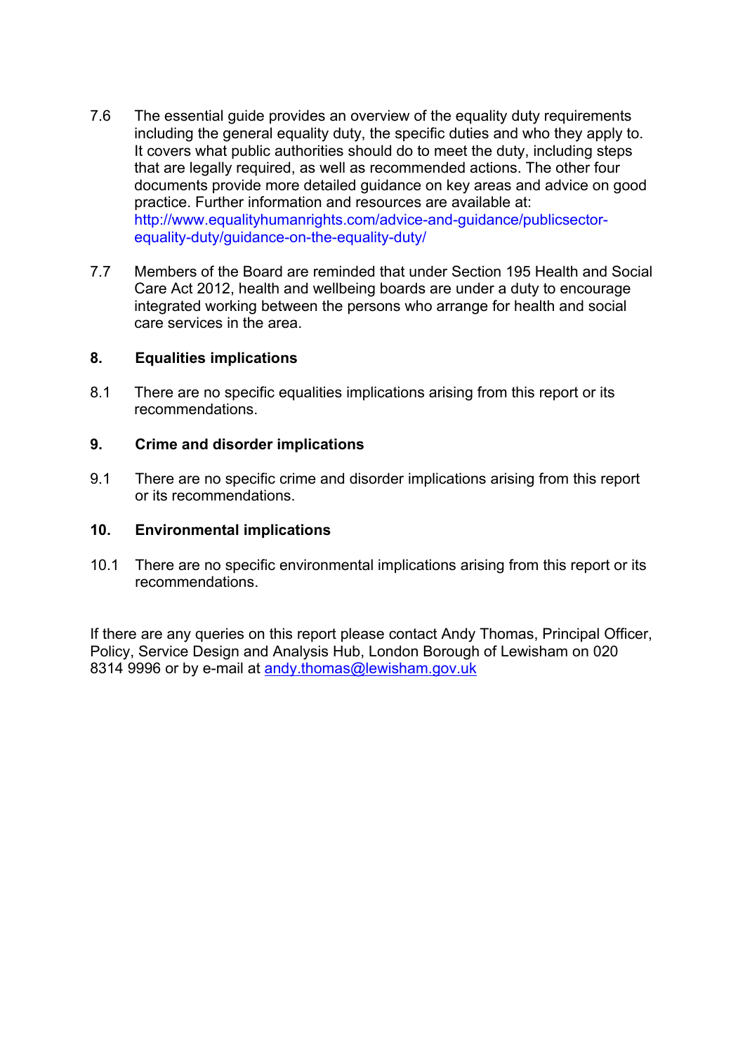7.6 The essential guide provides an overview of the equality duty requirements including the general equality duty, the specific duties and who they apply to. It covers what public authorities should do to meet the duty, including steps that are legally required, as well as recommended actions. The other four documents provide more detailed guidance on key areas and advice on good practice. Further information and resources are available at: http://www.equalityhumanrights.com/advice-and-guidance/publicsector-equality-duty/guidance-on-the-equality-duty/

7.7 Members of the Board are reminded that under Section 195 Health and Social Care Act 2012, health and wellbeing boards are under a duty to encourage integrated working between the persons who arrange for health and social care services in the area.

## 8. Equalities implications

8.1 There are no specific equalities implications arising from this report or its recommendations.

## 9. Crime and disorder implications

9.1 There are no specific crime and disorder implications arising from this report or its recommendations.

## 10. Environmental implications

10.1 There are no specific environmental implications arising from this report or its recommendations.

If there are any queries on this report please contact Andy Thomas, Principal Officer, Policy, Service Design and Analysis Hub, London Borough of Lewisham on 020 8314 9996 or by e-mail at andy.thomas@lewisham.gov.uk